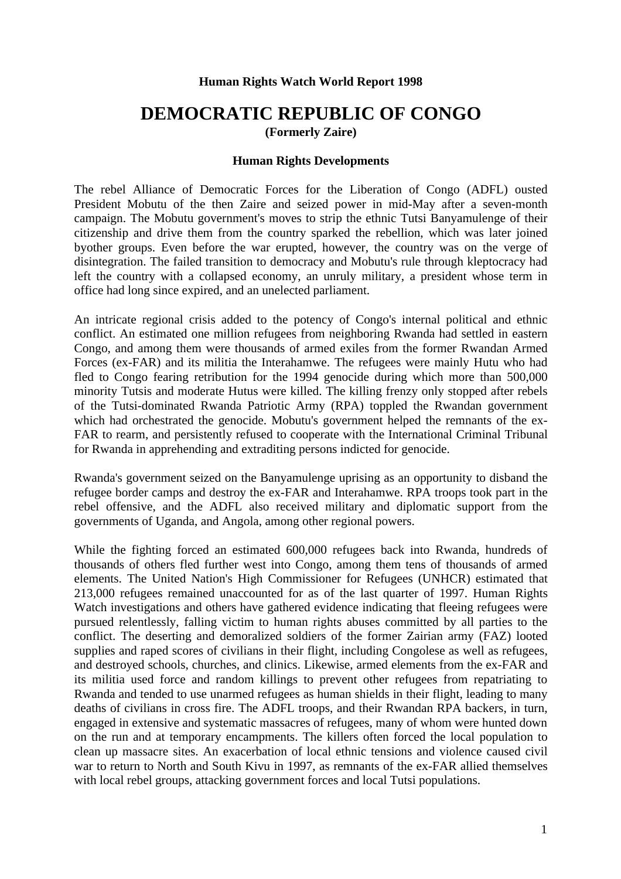**Human Rights Watch World Report 1998**

# DEMOCRATIC REPUBLIC OF CONGO

**(Formerly Zaire)**

### Human Rights Developments

The rebel Alliance of Democratic Forces for the Liberation of Congo (ADFL) ousted President Mobutu of the then Zaire and seized power in mid-May after a seven-month campaign. The Mobutu government's moves to strip the ethnic Tutsi Banyamulenge of their citizenship and drive them from the country sparked the rebellion, which was later joined byother groups. Even before the war erupted, however, the country was on the verge of disintegration. The failed transition to democracy and Mobutu's rule through kleptocracy had left the country with a collapsed economy, an unruly military, a president whose term in office had long since expired, and an unelected parliament.

An intricate regional crisis added to the potency of Congo's internal political and ethnic conflict. An estimated one million refugees from neighboring Rwanda had settled in eastern Congo, and among them were thousands of armed exiles from the former Rwandan Armed Forces (ex-FAR) and its militia the Interahamwe. The refugees were mainly Hutu who had fled to Congo fearing retribution for the 1994 genocide during which more than 500,000 minority Tutsis and moderate Hutus were killed. The killing frenzy only stopped after rebels of the Tutsi-dominated Rwanda Patriotic Army (RPA) toppled the Rwandan government which had orchestrated the genocide. Mobutu's government helped the remnants of the ex-FAR to rearm, and persistently refused to cooperate with the International Criminal Tribunal for Rwanda in apprehending and extraditing persons indicted for genocide.

Rwanda's government seized on the Banyamulenge uprising as an opportunity to disband the refugee border camps and destroy the ex-FAR and Interahamwe. RPA troops took part in the rebel offensive, and the ADFL also received military and diplomatic support from the governments of Uganda, and Angola, among other regional powers.

While the fighting forced an estimated 600,000 refugees back into Rwanda, hundreds of thousands of others fled further west into Congo, among them tens of thousands of armed elements. The United Nation's High Commissioner for Refugees (UNHCR) estimated that 213,000 refugees remained unaccounted for as of the last quarter of 1997. Human Rights Watch investigations and others have gathered evidence indicating that fleeing refugees were pursued relentlessly, falling victim to human rights abuses committed by all parties to the conflict. The deserting and demoralized soldiers of the former Zairian army (FAZ) looted supplies and raped scores of civilians in their flight, including Congolese as well as refugees, and destroyed schools, churches, and clinics. Likewise, armed elements from the ex-FAR and its militia used force and random killings to prevent other refugees from repatriating to Rwanda and tended to use unarmed refugees as human shields in their flight, leading to many deaths of civilians in cross fire. The ADFL troops, and their Rwandan RPA backers, in turn, engaged in extensive and systematic massacres of refugees, many of whom were hunted down on the run and at temporary encampments. The killers often forced the local population to clean up massacre sites. An exacerbation of local ethnic tensions and violence caused civil war to return to North and South Kivu in 1997, as remnants of the ex-FAR allied themselves with local rebel groups, attacking government forces and local Tutsi populations.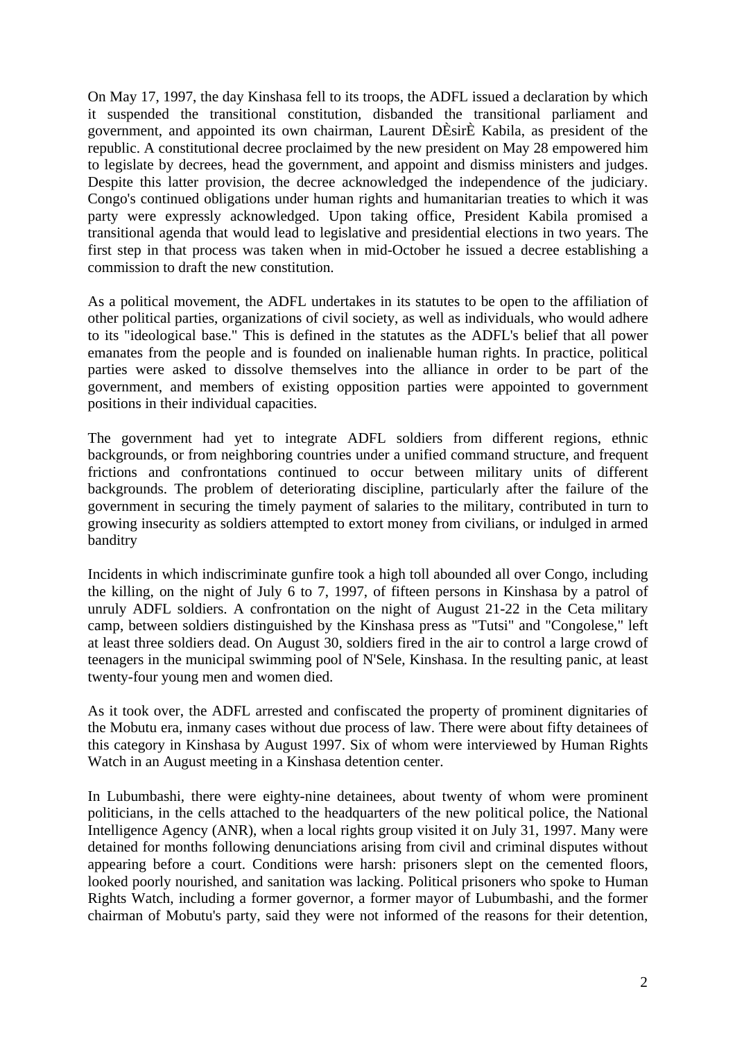On May 17, 1997, the day Kinshasa fell to its troops, the ADFL issued a declaration by which it suspended the transitional constitution, disbanded the transitional parliament and government, and appointed its own chairman, Laurent DÈsirÈ Kabila, as president of the republic. A constitutional decree proclaimed by the new president on May 28 empowered him to legislate by decrees, head the government, and appoint and dismiss ministers and judges. Despite this latter provision, the decree acknowledged the independence of the judiciary. Congo's continued obligations under human rights and humanitarian treaties to which it was party were expressly acknowledged. Upon taking office, President Kabila promised a transitional agenda that would lead to legislative and presidential elections in two years. The first step in that process was taken when in mid-October he issued a decree establishing a commission to draft the new constitution.

As a political movement, the ADFL undertakes in its statutes to be open to the affiliation of other political parties, organizations of civil society, as well as individuals, who would adhere to its "ideological base." This is defined in the statutes as the ADFL's belief that all power emanates from the people and is founded on inalienable human rights. In practice, political parties were asked to dissolve themselves into the alliance in order to be part of the government, and members of existing opposition parties were appointed to government positions in their individual capacities.

The government had yet to integrate ADFL soldiers from different regions, ethnic backgrounds, or from neighboring countries under a unified command structure, and frequent frictions and confrontations continued to occur between military units of different backgrounds. The problem of deteriorating discipline, particularly after the failure of the government in securing the timely payment of salaries to the military, contributed in turn to growing insecurity as soldiers attempted to extort money from civilians, or indulged in armed banditry

Incidents in which indiscriminate gunfire took a high toll abounded all over Congo, including the killing, on the night of July 6 to 7, 1997, of fifteen persons in Kinshasa by a patrol of unruly ADFL soldiers. A confrontation on the night of August 21-22 in the Ceta military camp, between soldiers distinguished by the Kinshasa press as "Tutsi" and "Congolese," left at least three soldiers dead. On August 30, soldiers fired in the air to control a large crowd of teenagers in the municipal swimming pool of N'Sele, Kinshasa. In the resulting panic, at least twenty-four young men and women died.

As it took over, the ADFL arrested and confiscated the property of prominent dignitaries of the Mobutu era, inmany cases without due process of law. There were about fifty detainees of this category in Kinshasa by August 1997. Six of whom were interviewed by Human Rights Watch in an August meeting in a Kinshasa detention center.

In Lubumbashi, there were eighty-nine detainees, about twenty of whom were prominent politicians, in the cells attached to the headquarters of the new political police, the National Intelligence Agency (ANR), when a local rights group visited it on July 31, 1997. Many were detained for months following denunciations arising from civil and criminal disputes without appearing before a court. Conditions were harsh: prisoners slept on the cemented floors, looked poorly nourished, and sanitation was lacking. Political prisoners who spoke to Human Rights Watch, including a former governor, a former mayor of Lubumbashi, and the former chairman of Mobutu's party, said they were not informed of the reasons for their detention,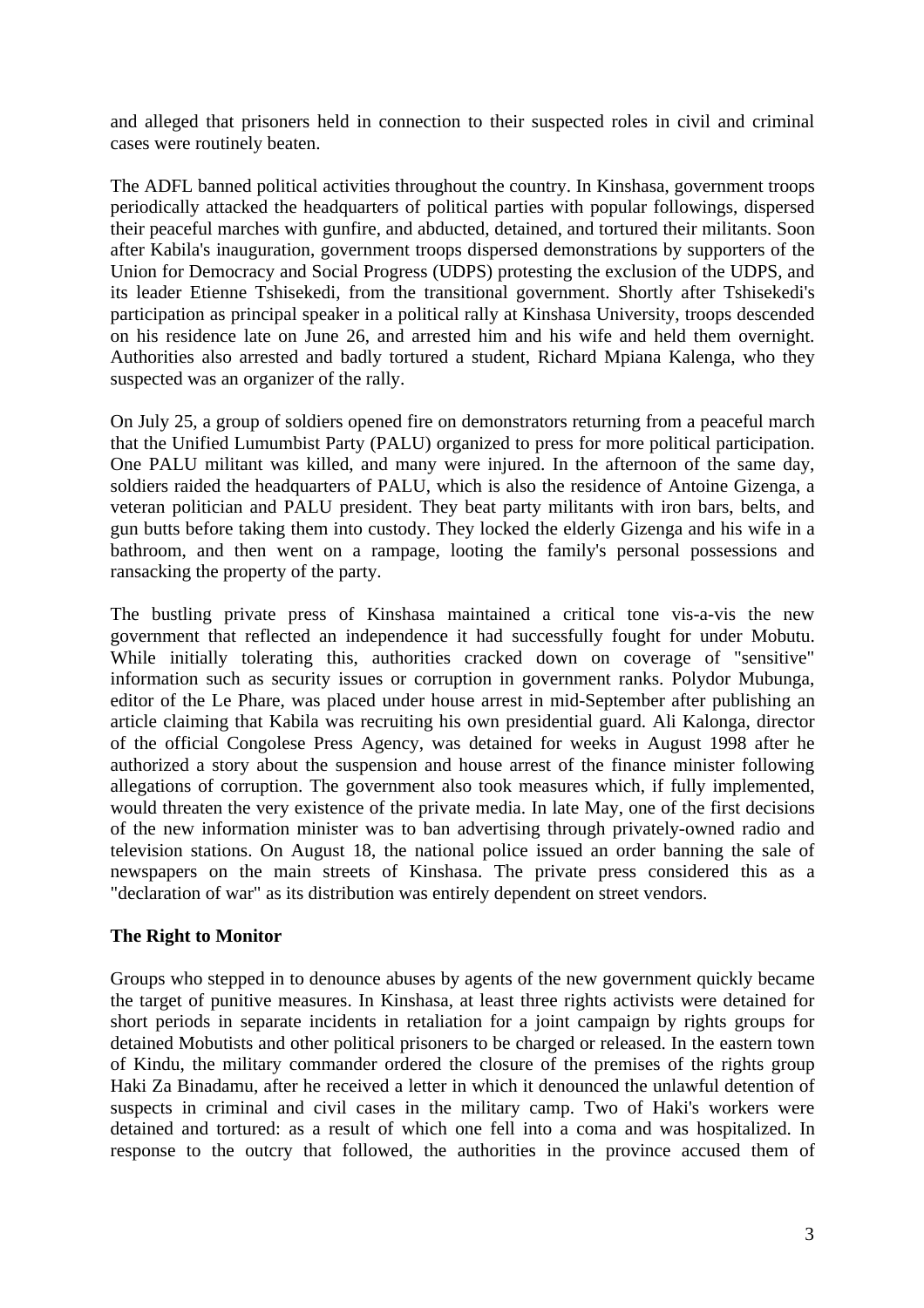and alleged that prisoners held in connection to their suspected roles in civil and criminal cases were routinely beaten.

The ADFL banned political activities throughout the country. In Kinshasa, government troops periodically attacked the headquarters of political parties with popular followings, dispersed their peaceful marches with gunfire, and abducted, detained, and tortured their militants. Soon after Kabila's inauguration, government troops dispersed demonstrations by supporters of the Union for Democracy and Social Progress (UDPS) protesting the exclusion of the UDPS, and its leader Etienne Tshisekedi, from the transitional government. Shortly after Tshisekedi's participation as principal speaker in a political rally at Kinshasa University, troops descended on his residence late on June 26, and arrested him and his wife and held them overnight. Authorities also arrested and badly tortured a student, Richard Mpiana Kalenga, who they suspected was an organizer of the rally.

On July 25, a group of soldiers opened fire on demonstrators returning from a peaceful march that the Unified Lumumbist Party (PALU) organized to press for more political participation. One PALU militant was killed, and many were injured. In the afternoon of the same day, soldiers raided the headquarters of PALU, which is also the residence of Antoine Gizenga, a veteran politician and PALU president. They beat party militants with iron bars, belts, and gun butts before taking them into custody. They locked the elderly Gizenga and his wife in a bathroom, and then went on a rampage, looting the family's personal possessions and ransacking the property of the party.

The bustling private press of Kinshasa maintained a critical tone vis-a-vis the new government that reflected an independence it had successfully fought for under Mobutu. While initially tolerating this, authorities cracked down on coverage of "sensitive" information such as security issues or corruption in government ranks. Polydor Mubunga, editor of the Le Phare, was placed under house arrest in mid-September after publishing an article claiming that Kabila was recruiting his own presidential guard. Ali Kalonga, director of the official Congolese Press Agency, was detained for weeks in August 1998 after he authorized a story about the suspension and house arrest of the finance minister following allegations of corruption. The government also took measures which, if fully implemented, would threaten the very existence of the private media. In late May, one of the first decisions of the new information minister was to ban advertising through privately-owned radio and television stations. On August 18, the national police issued an order banning the sale of newspapers on the main streets of Kinshasa. The private press considered this as a "declaration of war" as its distribution was entirely dependent on street vendors.

**The Right to Monitor**

Groups who stepped in to denounce abuses by agents of the new government quickly became the target of punitive measures. In Kinshasa, at least three rights activists were detained for short periods in separate incidents in retaliation for a joint campaign by rights groups for detained Mobutists and other political prisoners to be charged or released. In the eastern town of Kindu, the military commander ordered the closure of the premises of the rights group Haki Za Binadamu, after he received a letter in which it denounced the unlawful detention of suspects in criminal and civil cases in the military camp. Two of Haki's workers were detained and tortured: as a result of which one fell into a coma and was hospitalized. In response to the outcry that followed, the authorities in the province accused them of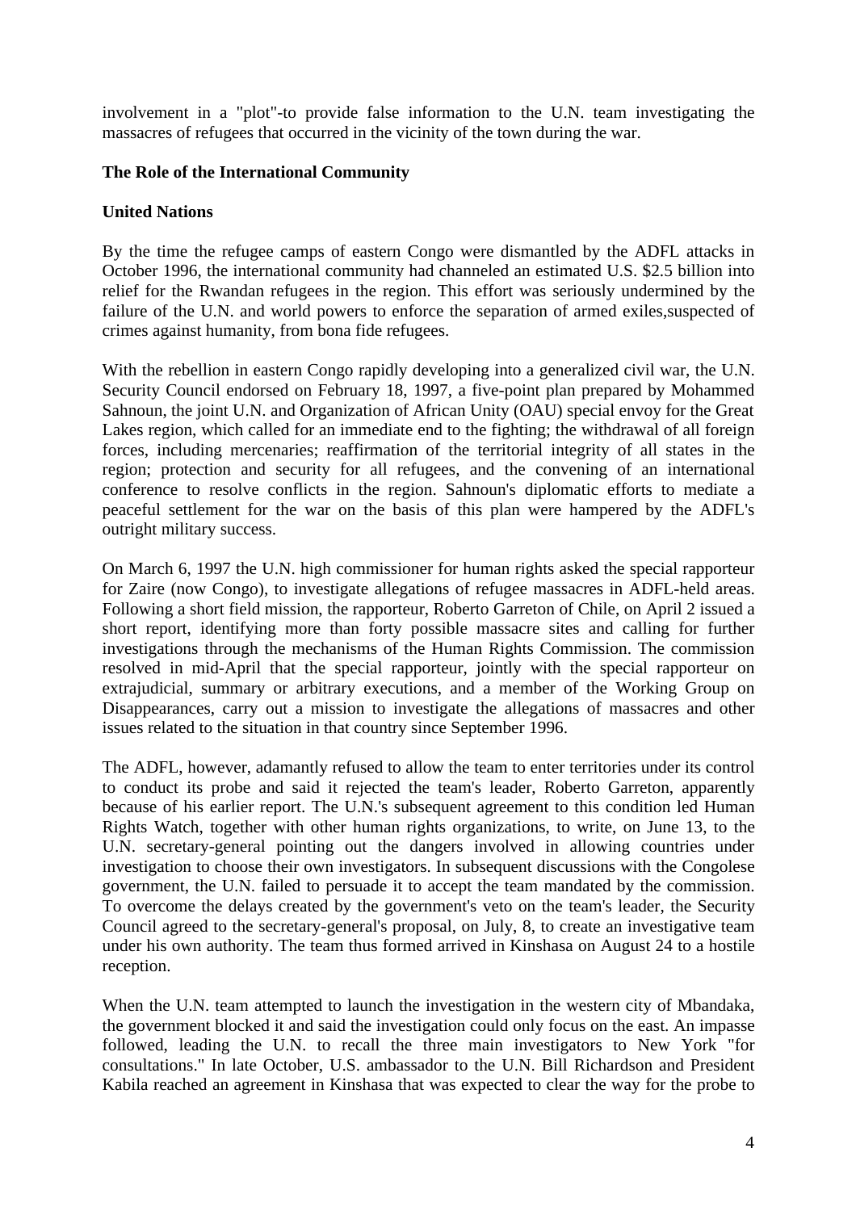involvement in a "plot"-to provide false information to the U.N. team investigating the massacres of refugees that occurred in the vicinity of the town during the war.

**The Role of the International Community**

**United Nations**

By the time the refugee camps of eastern Congo were dismantled by the ADFL attacks in October 1996, the international community had channeled an estimated U.S. $2.5 billion into relief for the Rwandan refugees in the region. This effort was seriously undermined by the failure of the U.N. and world powers to enforce the separation of armed exiles,suspected of crimes against humanity, from bona fide refugees.

With the rebellion in eastern Congo rapidly developing into a generalized civil war, the U.N. Security Council endorsed on February 18, 1997, a five-point plan prepared by Mohammed Sahnoun, the joint U.N. and Organization of African Unity (OAU) special envoy for the Great Lakes region, which called for an immediate end to the fighting; the withdrawal of all foreign forces, including mercenaries; reaffirmation of the territorial integrity of all states in the region; protection and security for all refugees, and the convening of an international conference to resolve conflicts in the region. Sahnoun's diplomatic efforts to mediate a peaceful settlement for the war on the basis of this plan were hampered by the ADFL's outright military success.

On March 6, 1997 the U.N. high commissioner for human rights asked the special rapporteur for Zaire (now Congo), to investigate allegations of refugee massacres in ADFL-held areas. Following a short field mission, the rapporteur, Roberto Garreton of Chile, on April 2 issued a short report, identifying more than forty possible massacre sites and calling for further investigations through the mechanisms of the Human Rights Commission. The commission resolved in mid-April that the special rapporteur, jointly with the special rapporteur on extrajudicial, summary or arbitrary executions, and a member of the Working Group on Disappearances, carry out a mission to investigate the allegations of massacres and other issues related to the situation in that country since September 1996.

The ADFL, however, adamantly refused to allow the team to enter territories under its control to conduct its probe and said it rejected the team's leader, Roberto Garreton, apparently because of his earlier report. The U.N.'s subsequent agreement to this condition led Human Rights Watch, together with other human rights organizations, to write, on June 13, to the U.N. secretary-general pointing out the dangers involved in allowing countries under investigation to choose their own investigators. In subsequent discussions with the Congolese government, the U.N. failed to persuade it to accept the team mandated by the commission. To overcome the delays created by the government's veto on the team's leader, the Security Council agreed to the secretary-general's proposal, on July, 8, to create an investigative team under his own authority. The team thus formed arrived in Kinshasa on August 24 to a hostile reception.

When the U.N. team attempted to launch the investigation in the western city of Mbandaka, the government blocked it and said the investigation could only focus on the east. An impasse followed, leading the U.N. to recall the three main investigators to New York "for consultations." In late October, U.S. ambassador to the U.N. Bill Richardson and President Kabila reached an agreement in Kinshasa that was expected to clear the way for the probe to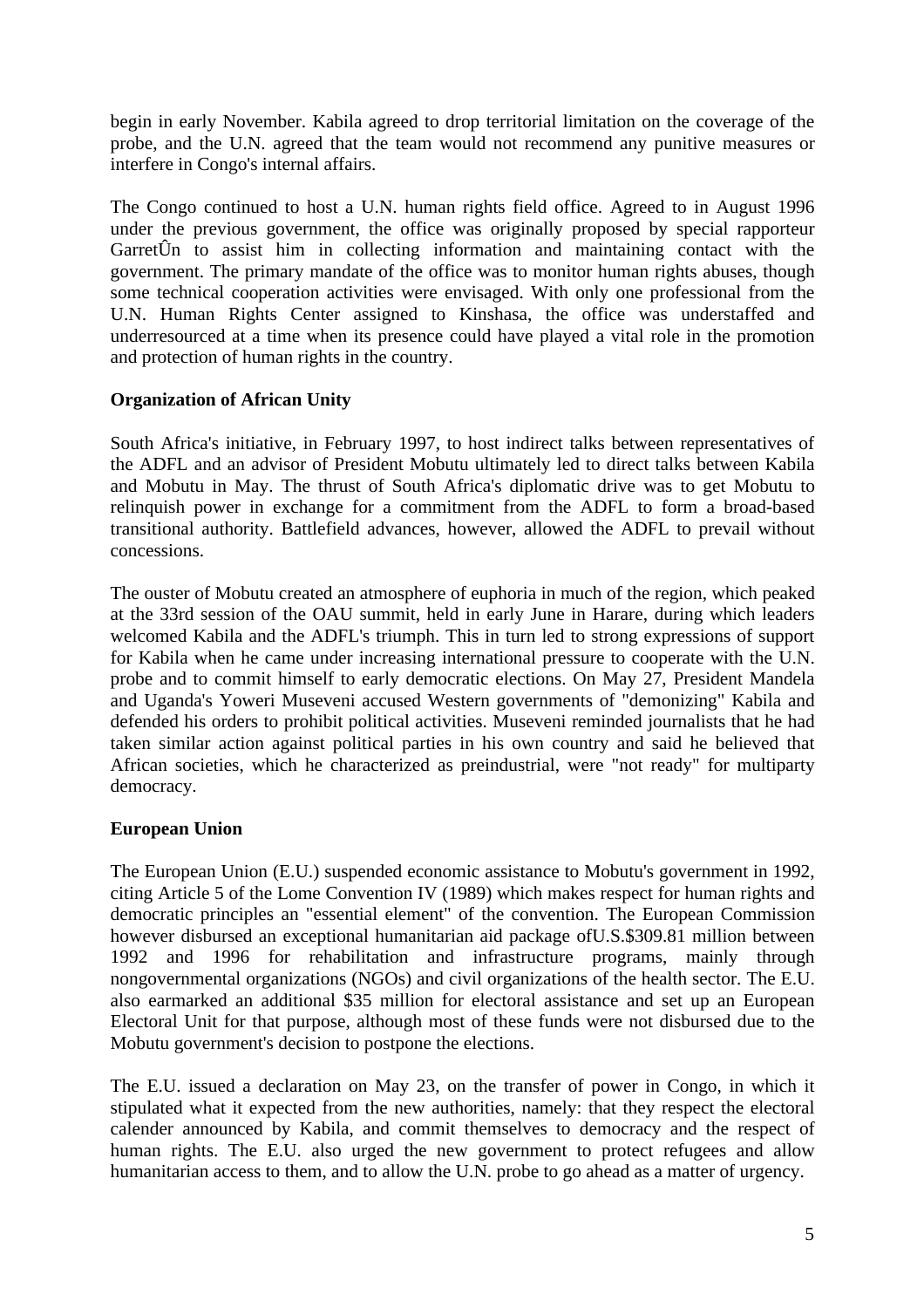begin in early November. Kabila agreed to drop territorial limitation on the coverage of the probe, and the U.N. agreed that the team would not recommend any punitive measures or interfere in Congo's internal affairs.

The Congo continued to host a U.N. human rights field office. Agreed to in August 1996 under the previous government, the office was originally proposed by special rapporteur GarretÛn to assist him in collecting information and maintaining contact with the government. The primary mandate of the office was to monitor human rights abuses, though some technical cooperation activities were envisaged. With only one professional from the U.N. Human Rights Center assigned to Kinshasa, the office was understaffed and underresourced at a time when its presence could have played a vital role in the promotion and protection of human rights in the country.

**Organization of African Unity**

South Africa's initiative, in February 1997, to host indirect talks between representatives of the ADFL and an advisor of President Mobutu ultimately led to direct talks between Kabila and Mobutu in May. The thrust of South Africa's diplomatic drive was to get Mobutu to relinquish power in exchange for a commitment from the ADFL to form a broad-based transitional authority. Battlefield advances, however, allowed the ADFL to prevail without concessions.

The ouster of Mobutu created an atmosphere of euphoria in much of the region, which peaked at the 33rd session of the OAU summit, held in early June in Harare, during which leaders welcomed Kabila and the ADFL's triumph. This in turn led to strong expressions of support for Kabila when he came under increasing international pressure to cooperate with the U.N. probe and to commit himself to early democratic elections. On May 27, President Mandela and Uganda's Yoweri Museveni accused Western governments of "demonizing" Kabila and defended his orders to prohibit political activities. Museveni reminded journalists that he had taken similar action against political parties in his own country and said he believed that African societies, which he characterized as preindustrial, were "not ready" for multiparty democracy.

**European Union**

The European Union (E.U.) suspended economic assistance to Mobutu's government in 1992, citing Article 5 of the Lome Convention IV (1989) which makes respect for human rights and democratic principles an "essential element" of the convention. The European Commission however disbursed an exceptional humanitarian aid package ofU.S.$309.81 million between 1992 and 1996 for rehabilitation and infrastructure programs, mainly through nongovernmental organizations (NGOs) and civil organizations of the health sector. The E.U. also earmarked an additional $35 million for electoral assistance and set up an European Electoral Unit for that purpose, although most of these funds were not disbursed due to the Mobutu government's decision to postpone the elections.

The E.U. issued a declaration on May 23, on the transfer of power in Congo, in which it stipulated what it expected from the new authorities, namely: that they respect the electoral calender announced by Kabila, and commit themselves to democracy and the respect of human rights. The E.U. also urged the new government to protect refugees and allow humanitarian access to them, and to allow the U.N. probe to go ahead as a matter of urgency.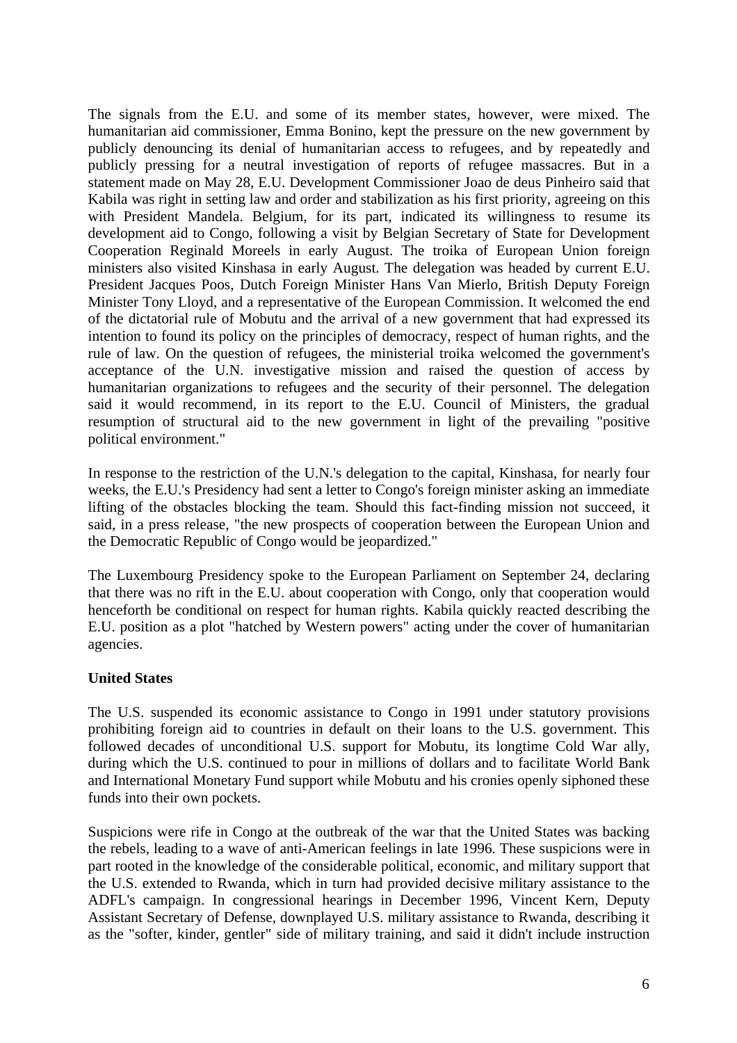The signals from the E.U. and some of its member states, however, were mixed. The humanitarian aid commissioner, Emma Bonino, kept the pressure on the new government by publicly denouncing its denial of humanitarian access to refugees, and by repeatedly and publicly pressing for a neutral investigation of reports of refugee massacres. But in a statement made on May 28, E.U. Development Commissioner Joao de deus Pinheiro said that Kabila was right in setting law and order and stabilization as his first priority, agreeing on this with President Mandela. Belgium, for its part, indicated its willingness to resume its development aid to Congo, following a visit by Belgian Secretary of State for Development Cooperation Reginald Moreels in early August. The troika of European Union foreign ministers also visited Kinshasa in early August. The delegation was headed by current E.U. President Jacques Poos, Dutch Foreign Minister Hans Van Mierlo, British Deputy Foreign Minister Tony Lloyd, and a representative of the European Commission. It welcomed the end of the dictatorial rule of Mobutu and the arrival of a new government that had expressed its intention to found its policy on the principles of democracy, respect of human rights, and the rule of law. On the question of refugees, the ministerial troika welcomed the government's acceptance of the U.N. investigative mission and raised the question of access by humanitarian organizations to refugees and the security of their personnel. The delegation said it would recommend, in its report to the E.U. Council of Ministers, the gradual resumption of structural aid to the new government in light of the prevailing "positive political environment."

In response to the restriction of the U.N.'s delegation to the capital, Kinshasa, for nearly four weeks, the E.U.'s Presidency had sent a letter to Congo's foreign minister asking an immediate lifting of the obstacles blocking the team. Should this fact-finding mission not succeed, it said, in a press release, "the new prospects of cooperation between the European Union and the Democratic Republic of Congo would be jeopardized."

The Luxembourg Presidency spoke to the European Parliament on September 24, declaring that there was no rift in the E.U. about cooperation with Congo, only that cooperation would henceforth be conditional on respect for human rights. Kabila quickly reacted describing the E.U. position as a plot "hatched by Western powers" acting under the cover of humanitarian agencies.

**United States**

The U.S. suspended its economic assistance to Congo in 1991 under statutory provisions prohibiting foreign aid to countries in default on their loans to the U.S. government. This followed decades of unconditional U.S. support for Mobutu, its longtime Cold War ally, during which the U.S. continued to pour in millions of dollars and to facilitate World Bank and International Monetary Fund support while Mobutu and his cronies openly siphoned these funds into their own pockets.

Suspicions were rife in Congo at the outbreak of the war that the United States was backing the rebels, leading to a wave of anti-American feelings in late 1996. These suspicions were in part rooted in the knowledge of the considerable political, economic, and military support that the U.S. extended to Rwanda, which in turn had provided decisive military assistance to the ADFL's campaign. In congressional hearings in December 1996, Vincent Kern, Deputy Assistant Secretary of Defense, downplayed U.S. military assistance to Rwanda, describing it as the "softer, kinder, gentler" side of military training, and said it didn't include instruction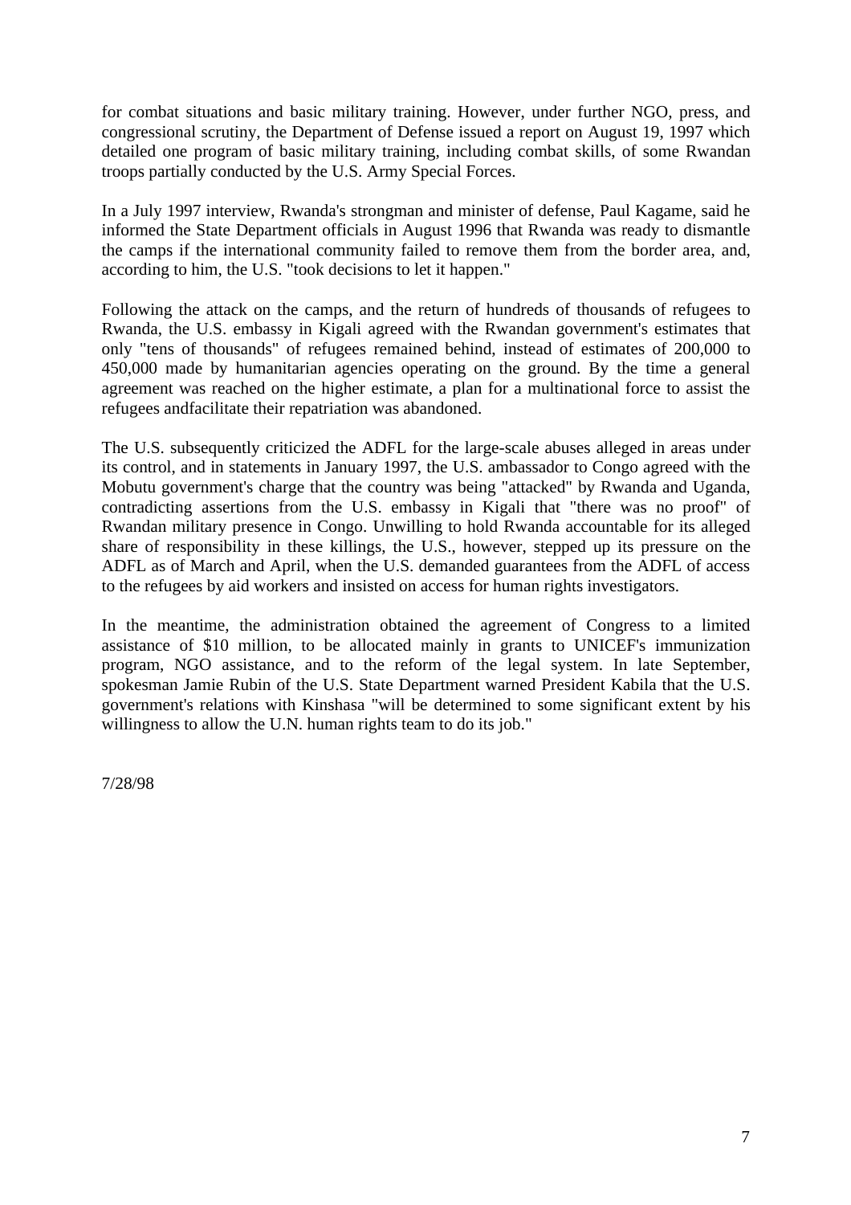for combat situations and basic military training. However, under further NGO, press, and congressional scrutiny, the Department of Defense issued a report on August 19, 1997 which detailed one program of basic military training, including combat skills, of some Rwandan troops partially conducted by the U.S. Army Special Forces.

In a July 1997 interview, Rwanda's strongman and minister of defense, Paul Kagame, said he informed the State Department officials in August 1996 that Rwanda was ready to dismantle the camps if the international community failed to remove them from the border area, and, according to him, the U.S. "took decisions to let it happen."

Following the attack on the camps, and the return of hundreds of thousands of refugees to Rwanda, the U.S. embassy in Kigali agreed with the Rwandan government's estimates that only "tens of thousands" of refugees remained behind, instead of estimates of 200,000 to 450,000 made by humanitarian agencies operating on the ground. By the time a general agreement was reached on the higher estimate, a plan for a multinational force to assist the refugees andfacilitate their repatriation was abandoned.

The U.S. subsequently criticized the ADFL for the large-scale abuses alleged in areas under its control, and in statements in January 1997, the U.S. ambassador to Congo agreed with the Mobutu government's charge that the country was being "attacked" by Rwanda and Uganda, contradicting assertions from the U.S. embassy in Kigali that "there was no proof" of Rwandan military presence in Congo. Unwilling to hold Rwanda accountable for its alleged share of responsibility in these killings, the U.S., however, stepped up its pressure on the ADFL as of March and April, when the U.S. demanded guarantees from the ADFL of access to the refugees by aid workers and insisted on access for human rights investigators.

In the meantime, the administration obtained the agreement of Congress to a limited assistance of $10 million, to be allocated mainly in grants to UNICEF's immunization program, NGO assistance, and to the reform of the legal system. In late September, spokesman Jamie Rubin of the U.S. State Department warned President Kabila that the U.S. government's relations with Kinshasa "will be determined to some significant extent by his willingness to allow the U.N. human rights team to do its job."

7/28/98